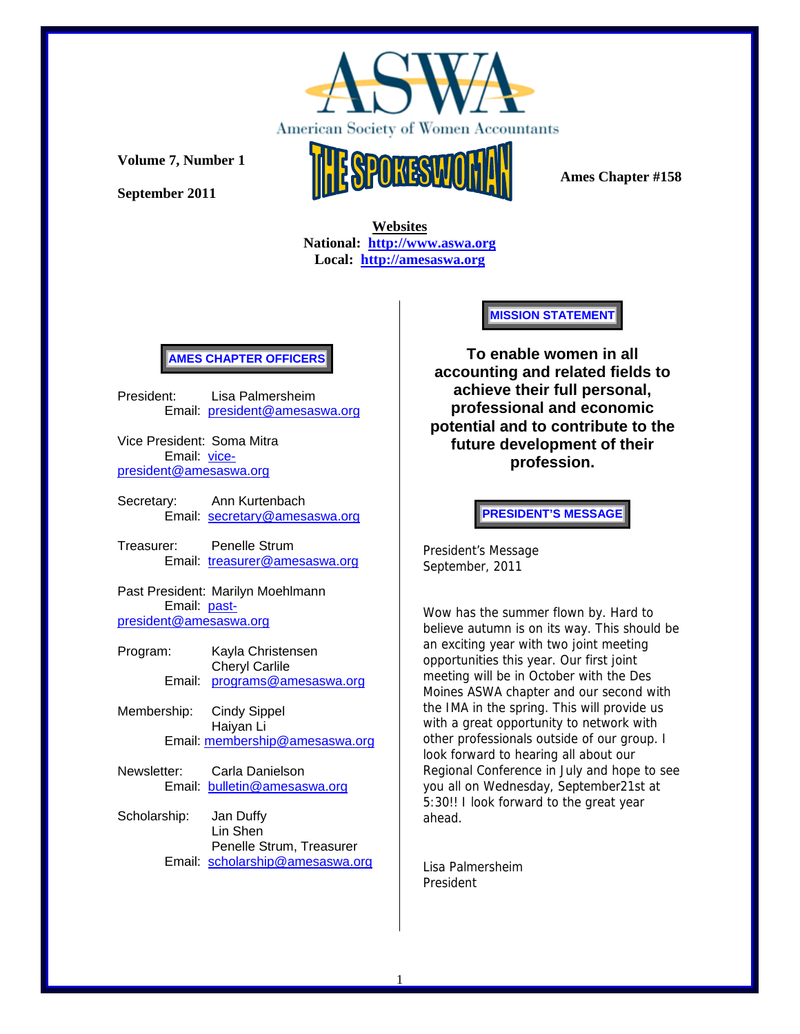# ASWA

American Society of Women Accountants

**Volume 7, Number 1**

**September 2011**

# THE SPOKESWOMAN

**Ames Chapter #158**

**Websites**
**National: http://www.aswa.org**
**Local: http://amesaswa.org**

## AMES CHAPTER OFFICERS

President: Lisa Palmersheim
Email: president@amesaswa.org

Vice President: Soma Mitra
Email: vice-president@amesaswa.org

Secretary: Ann Kurtenbach
Email: secretary@amesaswa.org

Treasurer: Penelle Strum
Email: treasurer@amesaswa.org

Past President: Marilyn Moehlmann
Email: past-president@amesaswa.org

Program: Kayla Christensen
Cheryl Carlile
Email: programs@amesaswa.org

Membership: Cindy Sippel
Haiyan Li
Email: membership@amesaswa.org

Newsletter: Carla Danielson
Email: bulletin@amesaswa.org

Scholarship: Jan Duffy
Lin Shen
Penelle Strum, Treasurer
Email: scholarship@amesaswa.org

## MISSION STATEMENT

**To enable women in all accounting and related fields to achieve their full personal, professional and economic potential and to contribute to the future development of their profession.**

## PRESIDENT'S MESSAGE

President's Message
September, 2011

Wow has the summer flown by. Hard to believe autumn is on its way. This should be an exciting year with two joint meeting opportunities this year. Our first joint meeting will be in October with the Des Moines ASWA chapter and our second with the IMA in the spring. This will provide us with a great opportunity to network with other professionals outside of our group. I look forward to hearing all about our Regional Conference in July and hope to see you all on Wednesday, September21st at 5:30!! I look forward to the great year ahead.

Lisa Palmersheim
President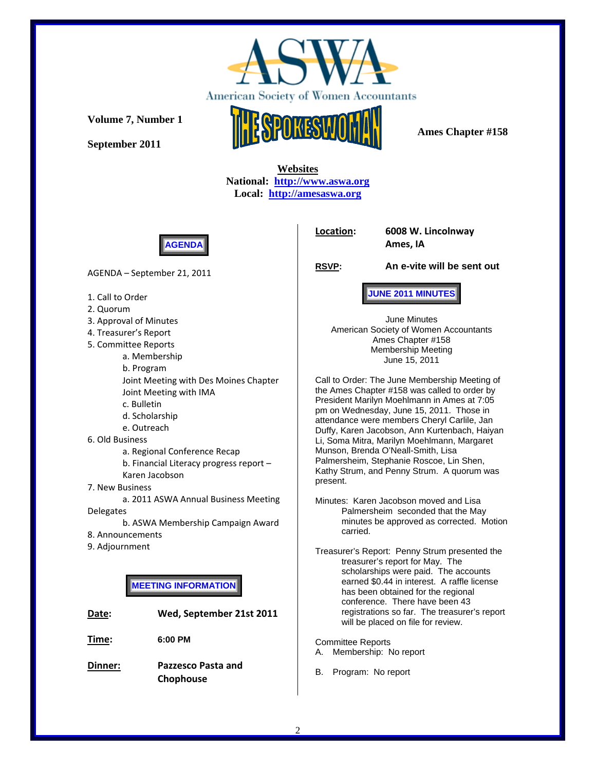# American Society of Women Accountants

# THE SPOKESWOMAN

**Volume 7, Number 1**

**September 2011**

**Ames Chapter #158**

**Websites**
**National: http://www.aswa.org**
**Local: http://amesaswa.org**

## AGENDA

AGENDA – September 21, 2011

1. Call to Order
2. Quorum
3. Approval of Minutes
4. Treasurer's Report
5. Committee Reports
   a. Membership
   b. Program
   Joint Meeting with Des Moines Chapter
   Joint Meeting with IMA
   c. Bulletin
   d. Scholarship
   e. Outreach
6. Old Business
   a. Regional Conference Recap
   b. Financial Literacy progress report – Karen Jacobson
7. New Business
   a. 2011 ASWA Annual Business Meeting Delegates
   b. ASWA Membership Campaign Award
8. Announcements
9. Adjournment

## MEETING INFORMATION

**Date:** **Wed, September 21st 2011**

**Time:** **6:00 PM**

**Dinner:** **Pazzesco Pasta and Chophouse**

**Location:** **6008 W. Lincolnway Ames, IA**

**RSVP:** **An e-vite will be sent out**

## JUNE 2011 MINUTES

June Minutes
American Society of Women Accountants
Ames Chapter #158
Membership Meeting
June 15, 2011

Call to Order: The June Membership Meeting of the Ames Chapter #158 was called to order by President Marilyn Moehlmann in Ames at 7:05 pm on Wednesday, June 15, 2011. Those in attendance were members Cheryl Carlile, Jan Duffy, Karen Jacobson, Ann Kurtenbach, Haiyan Li, Soma Mitra, Marilyn Moehlmann, Margaret Munson, Brenda O'Neall-Smith, Lisa Palmersheim, Stephanie Roscoe, Lin Shen, Kathy Strum, and Penny Strum. A quorum was present.

Minutes: Karen Jacobson moved and Lisa Palmersheim seconded that the May minutes be approved as corrected. Motion carried.

Treasurer's Report: Penny Strum presented the treasurer's report for May. The scholarships were paid. The accounts earned $0.44 in interest. A raffle license has been obtained for the regional conference. There have been 43 registrations so far. The treasurer's report will be placed on file for review.

Committee Reports
A. Membership: No report

B. Program: No report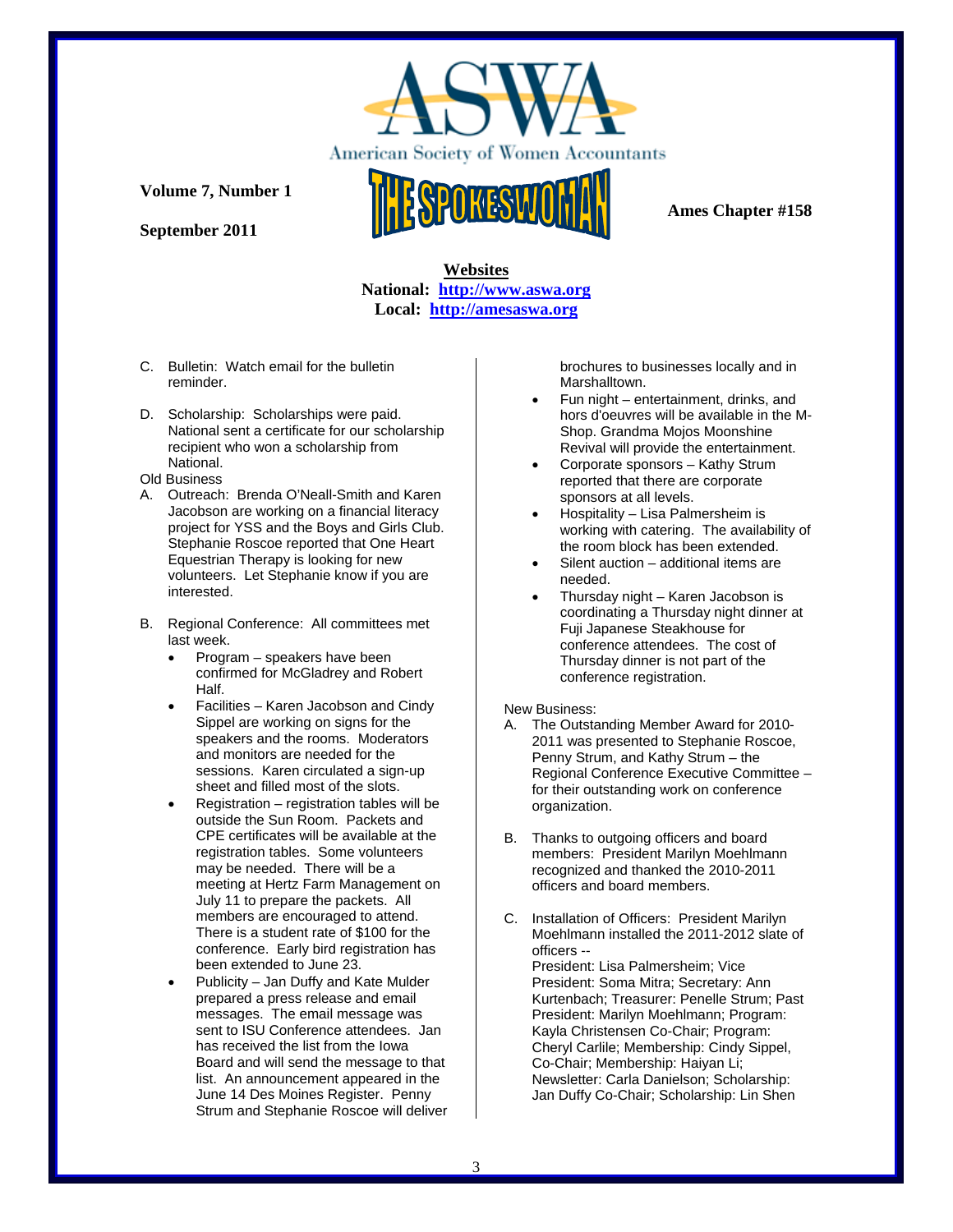**Volume 7, Number 1**

**September 2011**

**Ames Chapter #158**

**Websites**

**National: [http://www.aswa.org](http://www.aswa.org)**

**Local: [http://amesaswa.org](http://amesaswa.org)**

C. Bulletin: Watch email for the bulletin reminder.

D. Scholarship: Scholarships were paid. National sent a certificate for our scholarship recipient who won a scholarship from National.

Old Business

A. Outreach: Brenda O'Neall-Smith and Karen Jacobson are working on a financial literacy project for YSS and the Boys and Girls Club. Stephanie Roscoe reported that One Heart Equestrian Therapy is looking for new volunteers. Let Stephanie know if you are interested.

B. Regional Conference: All committees met last week.
   - Program – speakers have been confirmed for McGladrey and Robert Half.
   - Facilities – Karen Jacobson and Cindy Sippel are working on signs for the speakers and the rooms. Moderators and monitors are needed for the sessions. Karen circulated a sign-up sheet and filled most of the slots.
   - Registration – registration tables will be outside the Sun Room. Packets and CPE certificates will be available at the registration tables. Some volunteers may be needed. There will be a meeting at Hertz Farm Management on July 11 to prepare the packets. All members are encouraged to attend. There is a student rate of $100 for the conference. Early bird registration has been extended to June 23.
   - Publicity – Jan Duffy and Kate Mulder prepared a press release and email messages. The email message was sent to ISU Conference attendees. Jan has received the list from the Iowa Board and will send the message to that list. An announcement appeared in the June 14 Des Moines Register. Penny Strum and Stephanie Roscoe will deliver brochures to businesses locally and in Marshalltown.
   - Fun night – entertainment, drinks, and hors d'oeuvres will be available in the M-Shop. Grandma Mojos Moonshine Revival will provide the entertainment.
   - Corporate sponsors – Kathy Strum reported that there are corporate sponsors at all levels.
   - Hospitality – Lisa Palmersheim is working with catering. The availability of the room block has been extended.
   - Silent auction – additional items are needed.
   - Thursday night – Karen Jacobson is coordinating a Thursday night dinner at Fuji Japanese Steakhouse for conference attendees. The cost of Thursday dinner is not part of the conference registration.

New Business:

A. The Outstanding Member Award for 2010-2011 was presented to Stephanie Roscoe, Penny Strum, and Kathy Strum – the Regional Conference Executive Committee – for their outstanding work on conference organization.

B. Thanks to outgoing officers and board members: President Marilyn Moehlmann recognized and thanked the 2010-2011 officers and board members.

C. Installation of Officers: President Marilyn Moehlmann installed the 2011-2012 slate of officers --
   President: Lisa Palmersheim; Vice President: Soma Mitra; Secretary: Ann Kurtenbach; Treasurer: Penelle Strum; Past President: Marilyn Moehlmann; Program: Kayla Christensen Co-Chair; Program: Cheryl Carlile; Membership: Cindy Sippel, Co-Chair; Membership: Haiyan Li; Newsletter: Carla Danielson; Scholarship: Jan Duffy Co-Chair; Scholarship: Lin Shen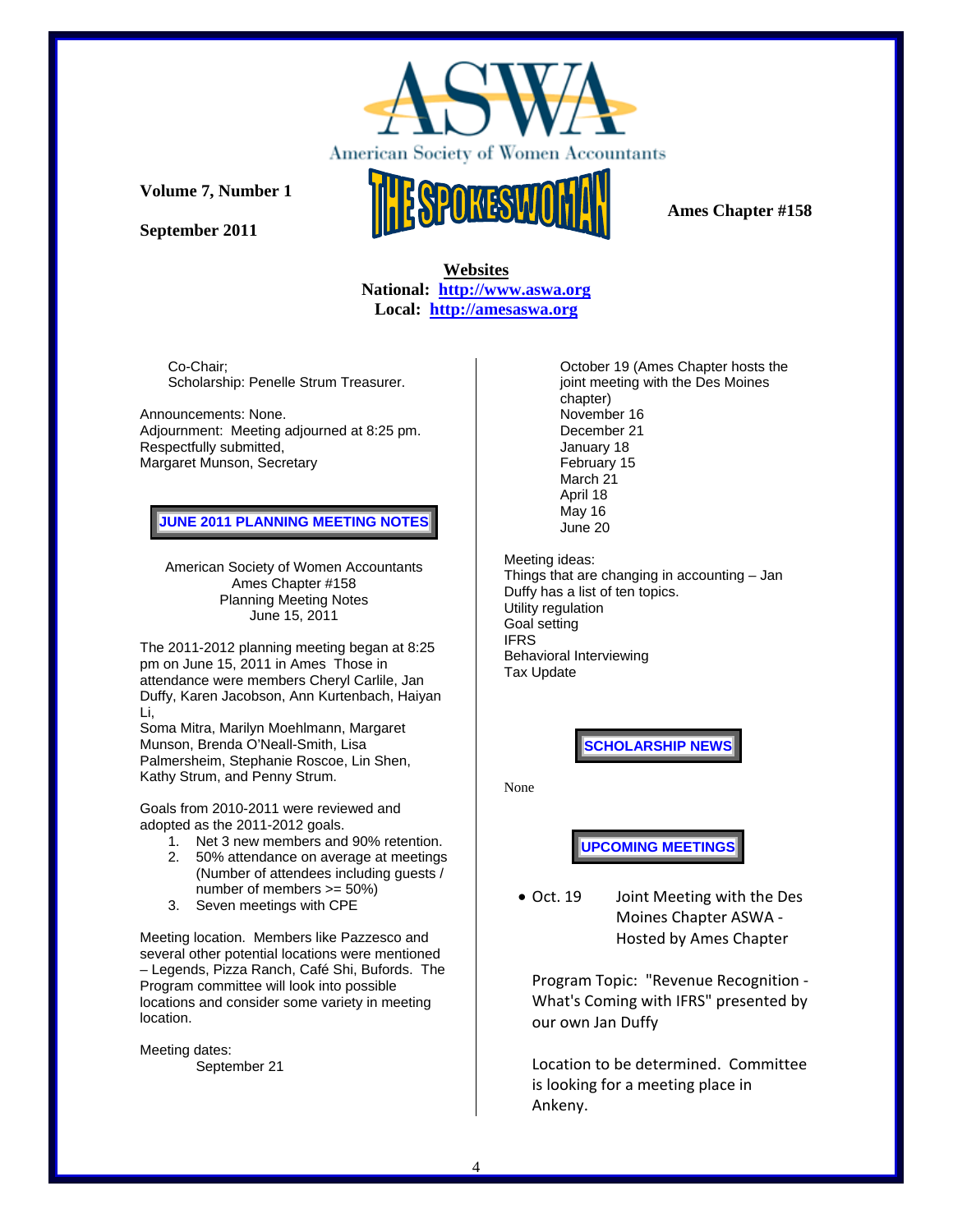Co-Chair;
Scholarship: Penelle Strum Treasurer.

Announcements: None.
Adjournment: Meeting adjourned at 8:25 pm.
Respectfully submitted,
Margaret Munson, Secretary

## JUNE 2011 PLANNING MEETING NOTES

American Society of Women Accountants
Ames Chapter #158
Planning Meeting Notes
June 15, 2011

The 2011-2012 planning meeting began at 8:25 pm on June 15, 2011 in Ames Those in attendance were members Cheryl Carlile, Jan Duffy, Karen Jacobson, Ann Kurtenbach, Haiyan Li,
Soma Mitra, Marilyn Moehlmann, Margaret Munson, Brenda O'Neall-Smith, Lisa Palmersheim, Stephanie Roscoe, Lin Shen, Kathy Strum, and Penny Strum.

Goals from 2010-2011 were reviewed and adopted as the 2011-2012 goals.

1. Net 3 new members and 90% retention.
2. 50% attendance on average at meetings (Number of attendees including guests / number of members >= 50%)
3. Seven meetings with CPE

Meeting location. Members like Pazzesco and several other potential locations were mentioned – Legends, Pizza Ranch, Café Shi, Bufords. The Program committee will look into possible locations and consider some variety in meeting location.

Meeting dates:
September 21
October 19 (Ames Chapter hosts the joint meeting with the Des Moines chapter)
November 16
December 21
January 18
February 15
March 21
April 18
May 16
June 20

Meeting ideas:
Things that are changing in accounting – Jan Duffy has a list of ten topics.
Utility regulation
Goal setting
IFRS
Behavioral Interviewing
Tax Update

## SCHOLARSHIP NEWS

None

## UPCOMING MEETINGS

- Oct. 19 Joint Meeting with the Des Moines Chapter ASWA - Hosted by Ames Chapter

  Program Topic: "Revenue Recognition - What's Coming with IFRS" presented by our own Jan Duffy

  Location to be determined. Committee is looking for a meeting place in Ankeny.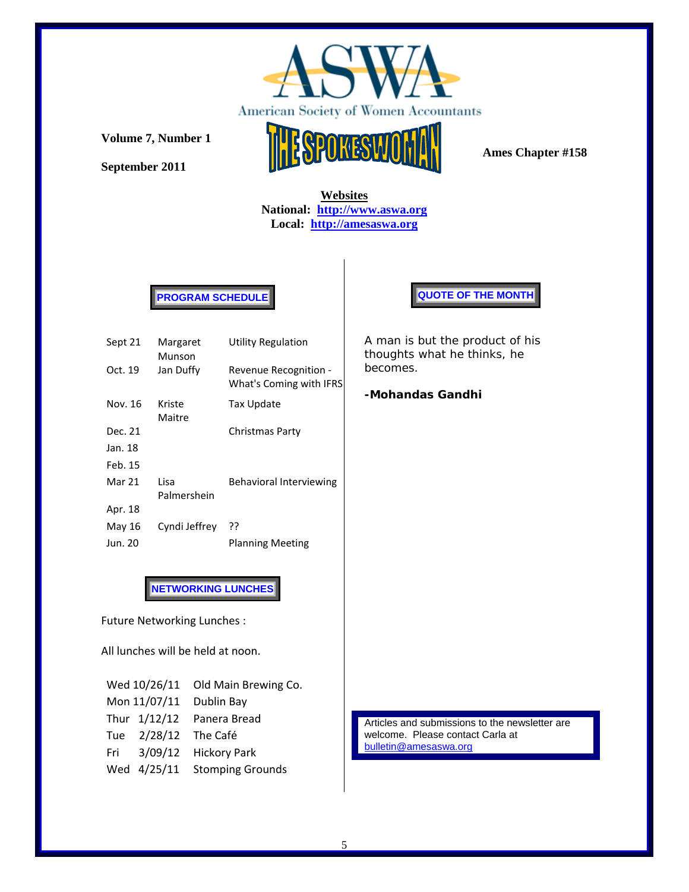# ASWA

American Society of Women Accountants

**Volume 7, Number 1**

**September 2011**

# THE SPOKESWOMAN

**Ames Chapter #158**

**Websites**
**National: http://www.aswa.org**
**Local: http://amesaswa.org**

## PROGRAM SCHEDULE

| | | |
|---|---|---|
| Sept 21 | Margaret Munson | Utility Regulation |
| Oct. 19 | Jan Duffy | Revenue Recognition - What's Coming with IFRS |
| Nov. 16 | Kriste Maitre | Tax Update |
| Dec. 21 | | Christmas Party |
| Jan. 18 | | |
| Feb. 15 | | |
| Mar 21 | Lisa Palmershein | Behavioral Interviewing |
| Apr. 18 | | |
| May 16 | Cyndi Jeffrey | ?? |
| Jun. 20 | | Planning Meeting |

## NETWORKING LUNCHES

Future Networking Lunches :

All lunches will be held at noon.

| | | |
|---|---|---|
| Wed | 10/26/11 | Old Main Brewing Co. |
| Mon | 11/07/11 | Dublin Bay |
| Thur | 1/12/12 | Panera Bread |
| Tue | 2/28/12 | The Café |
| Fri | 3/09/12 | Hickory Park |
| Wed | 4/25/11 | Stomping Grounds |

## QUOTE OF THE MONTH

A man is but the product of his thoughts what he thinks, he becomes.

**-Mohandas Gandhi**

Articles and submissions to the newsletter are welcome. Please contact Carla at bulletin@amesaswa.org